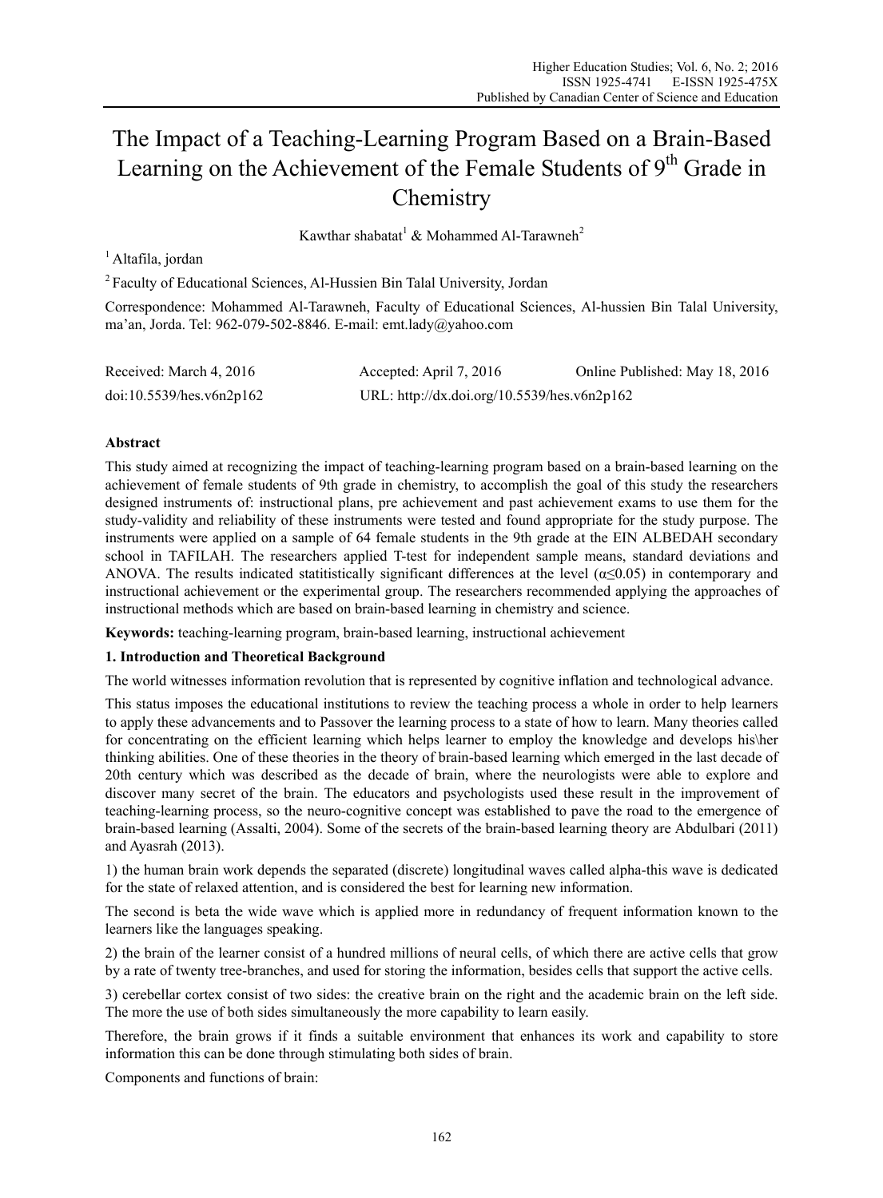# The Impact of a Teaching-Learning Program Based on a Brain-Based Learning on the Achievement of the Female Students of 9th Grade in Chemistry

Kawthar shabatat[1] & Mohammed Al-Tarawneh[2]

[1] Altafila, jordan

[2] Faculty of Educational Sciences, Al-Hussien Bin Talal University, Jordan

Correspondence: Mohammed Al-Tarawneh, Faculty of Educational Sciences, Al-hussien Bin Talal University, ma'an, Jorda. Tel: 962-079-502-8846. E-mail: emt.lady@yahoo.com

| Received: March 4, 2016 | Accepted: April 7, 2016 | Online Published: May 18, 2016 |
|---|---|---|
| doi:10.5539/hes.v6n2p162 | URL: http://dx.doi.org/10.5539/hes.v6n2p162 | |

## Abstract

This study aimed at recognizing the impact of teaching-learning program based on a brain-based learning on the achievement of female students of 9th grade in chemistry, to accomplish the goal of this study the researchers designed instruments of: instructional plans, pre achievement and past achievement exams to use them for the study-validity and reliability of these instruments were tested and found appropriate for the study purpose. The instruments were applied on a sample of 64 female students in the 9th grade at the EIN ALBEDAH secondary school in TAFILAH. The researchers applied T-test for independent sample means, standard deviations and ANOVA. The results indicated statitistically significant differences at the level ($\alpha \leq 0.05$) in contemporary and instructional achievement or the experimental group. The researchers recommended applying the approaches of instructional methods which are based on brain-based learning in chemistry and science.

**Keywords:** teaching-learning program, brain-based learning, instructional achievement

## 1. Introduction and Theoretical Background

The world witnesses information revolution that is represented by cognitive inflation and technological advance.

This status imposes the educational institutions to review the teaching process a whole in order to help learners to apply these advancements and to Passover the learning process to a state of how to learn. Many theories called for concentrating on the efficient learning which helps learner to employ the knowledge and develops his\her thinking abilities. One of these theories in the theory of brain-based learning which emerged in the last decade of 20th century which was described as the decade of brain, where the neurologists were able to explore and discover many secret of the brain. The educators and psychologists used these result in the improvement of teaching-learning process, so the neuro-cognitive concept was established to pave the road to the emergence of brain-based learning (Assalti, 2004). Some of the secrets of the brain-based learning theory are Abdulbari (2011) and Ayasrah (2013).

1) the human brain work depends the separated (discrete) longitudinal waves called alpha-this wave is dedicated for the state of relaxed attention, and is considered the best for learning new information.

The second is beta the wide wave which is applied more in redundancy of frequent information known to the learners like the languages speaking.

2) the brain of the learner consist of a hundred millions of neural cells, of which there are active cells that grow by a rate of twenty tree-branches, and used for storing the information, besides cells that support the active cells.

3) cerebellar cortex consist of two sides: the creative brain on the right and the academic brain on the left side. The more the use of both sides simultaneously the more capability to learn easily.

Therefore, the brain grows if it finds a suitable environment that enhances its work and capability to store information this can be done through stimulating both sides of brain.

Components and functions of brain: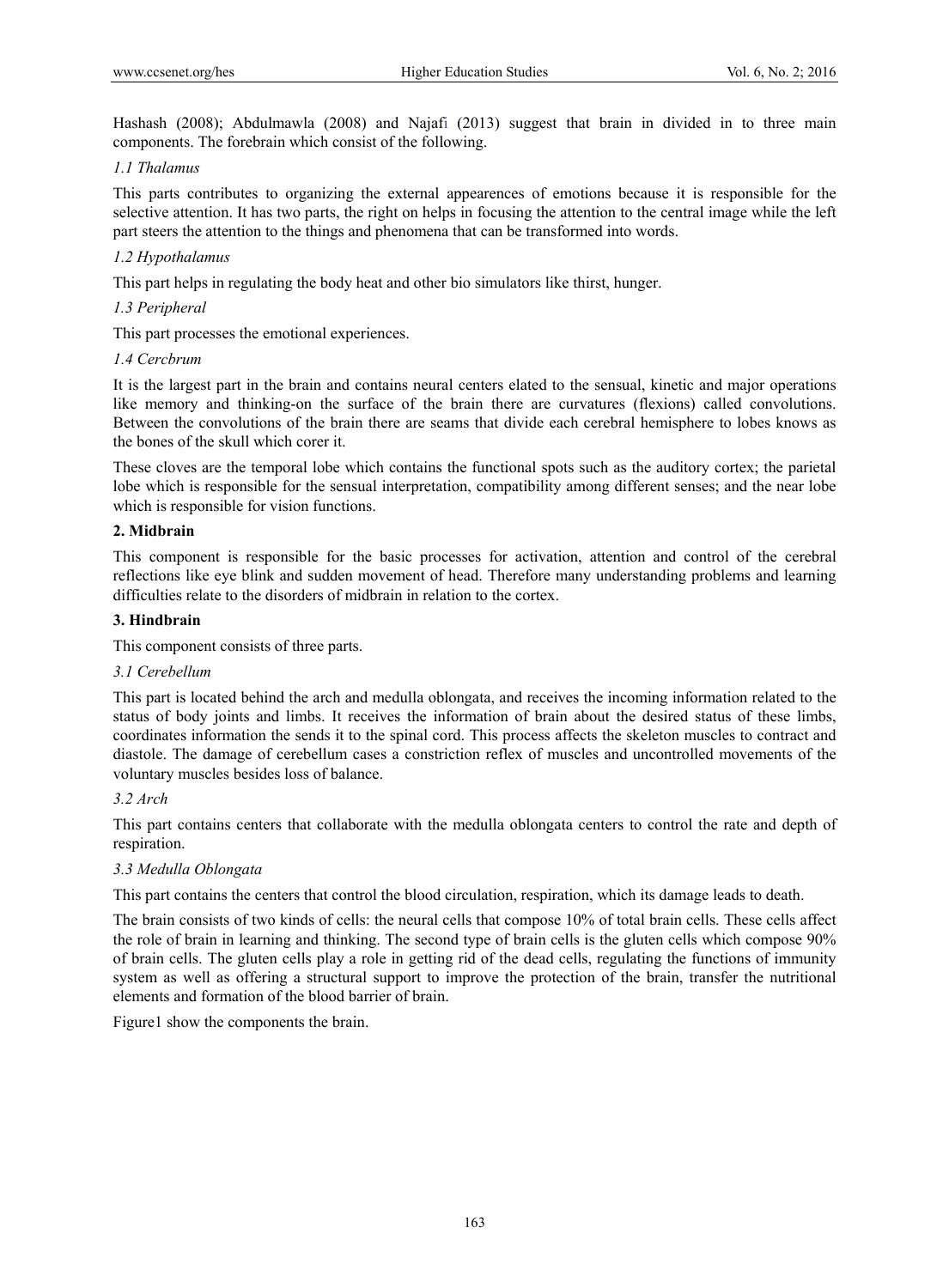Hashash (2008); Abdulmawla (2008) and Najafi (2013) suggest that brain in divided in to three main components. The forebrain which consist of the following.

*1.1 Thalamus*

This parts contributes to organizing the external appearences of emotions because it is responsible for the selective attention. It has two parts, the right on helps in focusing the attention to the central image while the left part steers the attention to the things and phenomena that can be transformed into words.

*1.2 Hypothalamus*

This part helps in regulating the body heat and other bio simulators like thirst, hunger.

*1.3 Peripheral*

This part processes the emotional experiences.

*1.4 Cercbrum*

It is the largest part in the brain and contains neural centers elated to the sensual, kinetic and major operations like memory and thinking-on the surface of the brain there are curvatures (flexions) called convolutions. Between the convolutions of the brain there are seams that divide each cerebral hemisphere to lobes knows as the bones of the skull which corer it.

These cloves are the temporal lobe which contains the functional spots such as the auditory cortex; the parietal lobe which is responsible for the sensual interpretation, compatibility among different senses; and the near lobe which is responsible for vision functions.

**2. Midbrain**

This component is responsible for the basic processes for activation, attention and control of the cerebral reflections like eye blink and sudden movement of head. Therefore many understanding problems and learning difficulties relate to the disorders of midbrain in relation to the cortex.

**3. Hindbrain**

This component consists of three parts.

*3.1 Cerebellum*

This part is located behind the arch and medulla oblongata, and receives the incoming information related to the status of body joints and limbs. It receives the information of brain about the desired status of these limbs, coordinates information the sends it to the spinal cord. This process affects the skeleton muscles to contract and diastole. The damage of cerebellum cases a constriction reflex of muscles and uncontrolled movements of the voluntary muscles besides loss of balance.

*3.2 Arch*

This part contains centers that collaborate with the medulla oblongata centers to control the rate and depth of respiration.

*3.3 Medulla Oblongata*

This part contains the centers that control the blood circulation, respiration, which its damage leads to death.

The brain consists of two kinds of cells: the neural cells that compose 10% of total brain cells. These cells affect the role of brain in learning and thinking. The second type of brain cells is the gluten cells which compose 90% of brain cells. The gluten cells play a role in getting rid of the dead cells, regulating the functions of immunity system as well as offering a structural support to improve the protection of the brain, transfer the nutritional elements and formation of the blood barrier of brain.

Figure1 show the components the brain.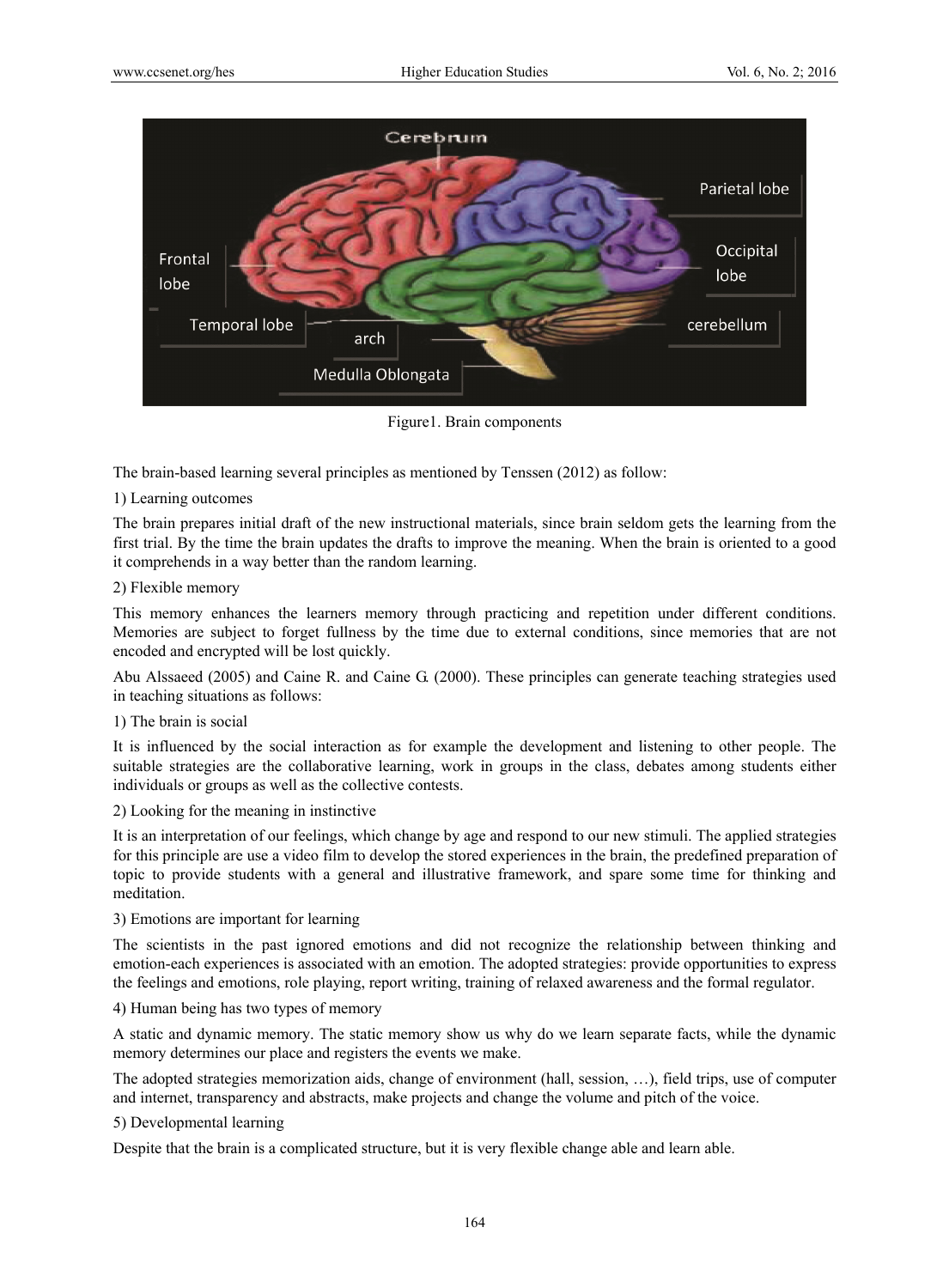Figure1. Brain components

The brain-based learning several principles as mentioned by Tenssen (2012) as follow:

1) Learning outcomes

The brain prepares initial draft of the new instructional materials, since brain seldom gets the learning from the first trial. By the time the brain updates the drafts to improve the meaning. When the brain is oriented to a good it comprehends in a way better than the random learning.

2) Flexible memory

This memory enhances the learners memory through practicing and repetition under different conditions. Memories are subject to forget fullness by the time due to external conditions, since memories that are not encoded and encrypted will be lost quickly.

Abu Alssaeed (2005) and Caine R. and Caine G. (2000). These principles can generate teaching strategies used in teaching situations as follows:

1) The brain is social

It is influenced by the social interaction as for example the development and listening to other people. The suitable strategies are the collaborative learning, work in groups in the class, debates among students either individuals or groups as well as the collective contests.

2) Looking for the meaning in instinctive

It is an interpretation of our feelings, which change by age and respond to our new stimuli. The applied strategies for this principle are use a video film to develop the stored experiences in the brain, the predefined preparation of topic to provide students with a general and illustrative framework, and spare some time for thinking and meditation.

3) Emotions are important for learning

The scientists in the past ignored emotions and did not recognize the relationship between thinking and emotion-each experiences is associated with an emotion. The adopted strategies: provide opportunities to express the feelings and emotions, role playing, report writing, training of relaxed awareness and the formal regulator.

4) Human being has two types of memory

A static and dynamic memory. The static memory show us why do we learn separate facts, while the dynamic memory determines our place and registers the events we make.

The adopted strategies memorization aids, change of environment (hall, session, …), field trips, use of computer and internet, transparency and abstracts, make projects and change the volume and pitch of the voice.

5) Developmental learning

Despite that the brain is a complicated structure, but it is very flexible change able and learn able.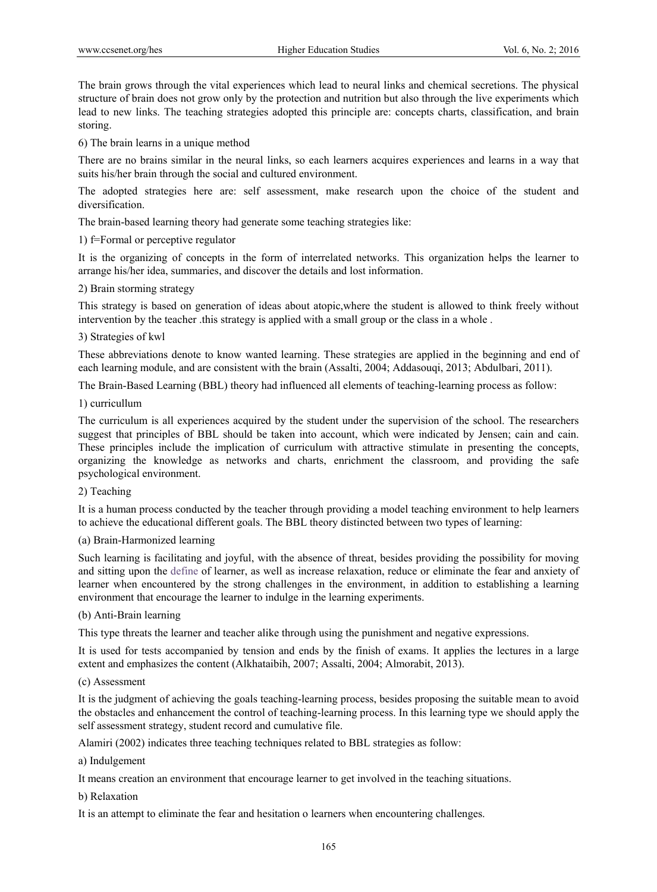The brain grows through the vital experiences which lead to neural links and chemical secretions. The physical structure of brain does not grow only by the protection and nutrition but also through the live experiments which lead to new links. The teaching strategies adopted this principle are: concepts charts, classification, and brain storing.

6) The brain learns in a unique method

There are no brains similar in the neural links, so each learners acquires experiences and learns in a way that suits his/her brain through the social and cultured environment.

The adopted strategies here are: self assessment, make research upon the choice of the student and diversification.

The brain-based learning theory had generate some teaching strategies like:

1) f=Formal or perceptive regulator

It is the organizing of concepts in the form of interrelated networks. This organization helps the learner to arrange his/her idea, summaries, and discover the details and lost information.

2) Brain storming strategy

This strategy is based on generation of ideas about atopic,where the student is allowed to think freely without intervention by the teacher .this strategy is applied with a small group or the class in a whole .

3) Strategies of kwl

These abbreviations denote to know wanted learning. These strategies are applied in the beginning and end of each learning module, and are consistent with the brain (Assalti, 2004; Addasouqi, 2013; Abdulbari, 2011).

The Brain-Based Learning (BBL) theory had influenced all elements of teaching-learning process as follow:

1) curricullum

The curriculum is all experiences acquired by the student under the supervision of the school. The researchers suggest that principles of BBL should be taken into account, which were indicated by Jensen; cain and cain. These principles include the implication of curriculum with attractive stimulate in presenting the concepts, organizing the knowledge as networks and charts, enrichment the classroom, and providing the safe psychological environment.

2) Teaching

It is a human process conducted by the teacher through providing a model teaching environment to help learners to achieve the educational different goals. The BBL theory distincted between two types of learning:

(a) Brain-Harmonized learning

Such learning is facilitating and joyful, with the absence of threat, besides providing the possibility for moving and sitting upon the define of learner, as well as increase relaxation, reduce or eliminate the fear and anxiety of learner when encountered by the strong challenges in the environment, in addition to establishing a learning environment that encourage the learner to indulge in the learning experiments.

(b) Anti-Brain learning

This type threats the learner and teacher alike through using the punishment and negative expressions.

It is used for tests accompanied by tension and ends by the finish of exams. It applies the lectures in a large extent and emphasizes the content (Alkhataibih, 2007; Assalti, 2004; Almorabit, 2013).

(c) Assessment

It is the judgment of achieving the goals teaching-learning process, besides proposing the suitable mean to avoid the obstacles and enhancement the control of teaching-learning process. In this learning type we should apply the self assessment strategy, student record and cumulative file.

Alamiri (2002) indicates three teaching techniques related to BBL strategies as follow:

a) Indulgement

It means creation an environment that encourage learner to get involved in the teaching situations.

b) Relaxation

It is an attempt to eliminate the fear and hesitation o learners when encountering challenges.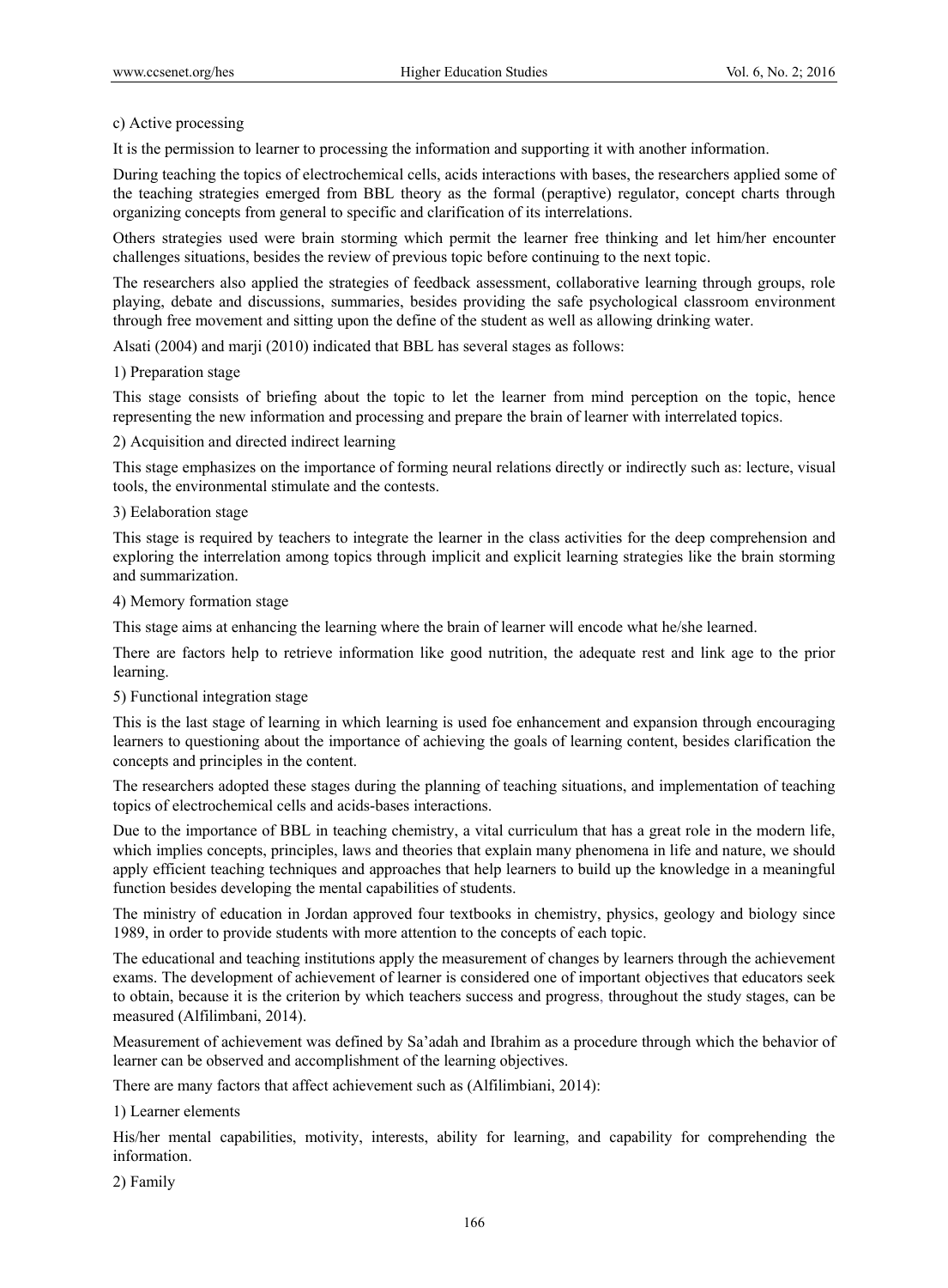c) Active processing

It is the permission to learner to processing the information and supporting it with another information.

During teaching the topics of electrochemical cells, acids interactions with bases, the researchers applied some of the teaching strategies emerged from BBL theory as the formal (peraptive) regulator, concept charts through organizing concepts from general to specific and clarification of its interrelations.

Others strategies used were brain storming which permit the learner free thinking and let him/her encounter challenges situations, besides the review of previous topic before continuing to the next topic.

The researchers also applied the strategies of feedback assessment, collaborative learning through groups, role playing, debate and discussions, summaries, besides providing the safe psychological classroom environment through free movement and sitting upon the define of the student as well as allowing drinking water.

Alsati (2004) and marji (2010) indicated that BBL has several stages as follows:

1) Preparation stage

This stage consists of briefing about the topic to let the learner from mind perception on the topic, hence representing the new information and processing and prepare the brain of learner with interrelated topics.

2) Acquisition and directed indirect learning

This stage emphasizes on the importance of forming neural relations directly or indirectly such as: lecture, visual tools, the environmental stimulate and the contests.

3) Eelaboration stage

This stage is required by teachers to integrate the learner in the class activities for the deep comprehension and exploring the interrelation among topics through implicit and explicit learning strategies like the brain storming and summarization.

4) Memory formation stage

This stage aims at enhancing the learning where the brain of learner will encode what he/she learned.

There are factors help to retrieve information like good nutrition, the adequate rest and link age to the prior learning.

5) Functional integration stage

This is the last stage of learning in which learning is used foe enhancement and expansion through encouraging learners to questioning about the importance of achieving the goals of learning content, besides clarification the concepts and principles in the content.

The researchers adopted these stages during the planning of teaching situations, and implementation of teaching topics of electrochemical cells and acids-bases interactions.

Due to the importance of BBL in teaching chemistry, a vital curriculum that has a great role in the modern life, which implies concepts, principles, laws and theories that explain many phenomena in life and nature, we should apply efficient teaching techniques and approaches that help learners to build up the knowledge in a meaningful function besides developing the mental capabilities of students.

The ministry of education in Jordan approved four textbooks in chemistry, physics, geology and biology since 1989, in order to provide students with more attention to the concepts of each topic.

The educational and teaching institutions apply the measurement of changes by learners through the achievement exams. The development of achievement of learner is considered one of important objectives that educators seek to obtain, because it is the criterion by which teachers success and progress, throughout the study stages, can be measured (Alfilimbani, 2014).

Measurement of achievement was defined by Sa'adah and Ibrahim as a procedure through which the behavior of learner can be observed and accomplishment of the learning objectives.

There are many factors that affect achievement such as (Alfilimbiani, 2014):

1) Learner elements

His/her mental capabilities, motivity, interests, ability for learning, and capability for comprehending the information.

2) Family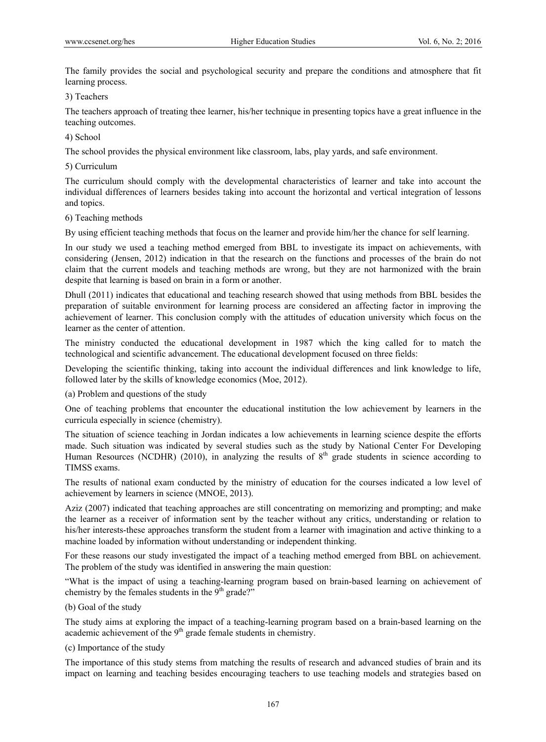The family provides the social and psychological security and prepare the conditions and atmosphere that fit learning process.

3) Teachers

The teachers approach of treating thee learner, his/her technique in presenting topics have a great influence in the teaching outcomes.

4) School

The school provides the physical environment like classroom, labs, play yards, and safe environment.

5) Curriculum

The curriculum should comply with the developmental characteristics of learner and take into account the individual differences of learners besides taking into account the horizontal and vertical integration of lessons and topics.

6) Teaching methods

By using efficient teaching methods that focus on the learner and provide him/her the chance for self learning.

In our study we used a teaching method emerged from BBL to investigate its impact on achievements, with considering (Jensen, 2012) indication in that the research on the functions and processes of the brain do not claim that the current models and teaching methods are wrong, but they are not harmonized with the brain despite that learning is based on brain in a form or another.

Dhull (2011) indicates that educational and teaching research showed that using methods from BBL besides the preparation of suitable environment for learning process are considered an affecting factor in improving the achievement of learner. This conclusion comply with the attitudes of education university which focus on the learner as the center of attention.

The ministry conducted the educational development in 1987 which the king called for to match the technological and scientific advancement. The educational development focused on three fields:

Developing the scientific thinking, taking into account the individual differences and link knowledge to life, followed later by the skills of knowledge economics (Moe, 2012).

(a) Problem and questions of the study

One of teaching problems that encounter the educational institution the low achievement by learners in the curricula especially in science (chemistry).

The situation of science teaching in Jordan indicates a low achievements in learning science despite the efforts made. Such situation was indicated by several studies such as the study by National Center For Developing Human Resources (NCDHR) (2010), in analyzing the results of 8th grade students in science according to TIMSS exams.

The results of national exam conducted by the ministry of education for the courses indicated a low level of achievement by learners in science (MNOE, 2013).

Aziz (2007) indicated that teaching approaches are still concentrating on memorizing and prompting; and make the learner as a receiver of information sent by the teacher without any critics, understanding or relation to his/her interests-these approaches transform the student from a learner with imagination and active thinking to a machine loaded by information without understanding or independent thinking.

For these reasons our study investigated the impact of a teaching method emerged from BBL on achievement. The problem of the study was identified in answering the main question:

"What is the impact of using a teaching-learning program based on brain-based learning on achievement of chemistry by the females students in the 9th grade?"

(b) Goal of the study

The study aims at exploring the impact of a teaching-learning program based on a brain-based learning on the academic achievement of the 9th grade female students in chemistry.

(c) Importance of the study

The importance of this study stems from matching the results of research and advanced studies of brain and its impact on learning and teaching besides encouraging teachers to use teaching models and strategies based on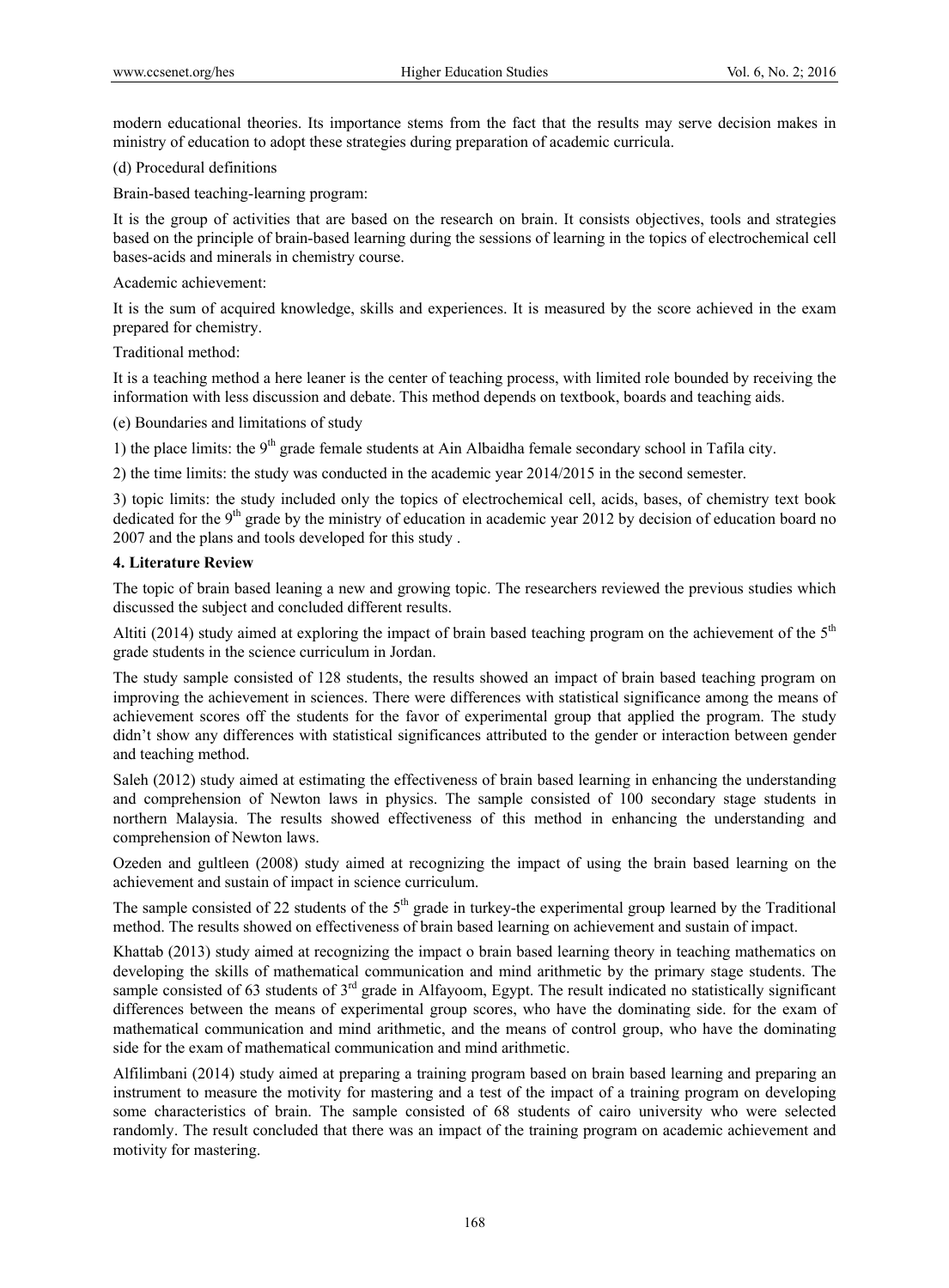modern educational theories. Its importance stems from the fact that the results may serve decision makes in ministry of education to adopt these strategies during preparation of academic curricula.

(d) Procedural definitions

Brain-based teaching-learning program:

It is the group of activities that are based on the research on brain. It consists objectives, tools and strategies based on the principle of brain-based learning during the sessions of learning in the topics of electrochemical cell bases-acids and minerals in chemistry course.

Academic achievement:

It is the sum of acquired knowledge, skills and experiences. It is measured by the score achieved in the exam prepared for chemistry.

Traditional method:

It is a teaching method a here leaner is the center of teaching process, with limited role bounded by receiving the information with less discussion and debate. This method depends on textbook, boards and teaching aids.

(e) Boundaries and limitations of study

1) the place limits: the 9th grade female students at Ain Albaidha female secondary school in Tafila city.

2) the time limits: the study was conducted in the academic year 2014/2015 in the second semester.

3) topic limits: the study included only the topics of electrochemical cell, acids, bases, of chemistry text book dedicated for the 9th grade by the ministry of education in academic year 2012 by decision of education board no 2007 and the plans and tools developed for this study .

## 4. Literature Review

The topic of brain based leaning a new and growing topic. The researchers reviewed the previous studies which discussed the subject and concluded different results.

Altiti (2014) study aimed at exploring the impact of brain based teaching program on the achievement of the 5th grade students in the science curriculum in Jordan.

The study sample consisted of 128 students, the results showed an impact of brain based teaching program on improving the achievement in sciences. There were differences with statistical significance among the means of achievement scores off the students for the favor of experimental group that applied the program. The study didn't show any differences with statistical significances attributed to the gender or interaction between gender and teaching method.

Saleh (2012) study aimed at estimating the effectiveness of brain based learning in enhancing the understanding and comprehension of Newton laws in physics. The sample consisted of 100 secondary stage students in northern Malaysia. The results showed effectiveness of this method in enhancing the understanding and comprehension of Newton laws.

Ozeden and gultleen (2008) study aimed at recognizing the impact of using the brain based learning on the achievement and sustain of impact in science curriculum.

The sample consisted of 22 students of the 5th grade in turkey-the experimental group learned by the Traditional method. The results showed on effectiveness of brain based learning on achievement and sustain of impact.

Khattab (2013) study aimed at recognizing the impact o brain based learning theory in teaching mathematics on developing the skills of mathematical communication and mind arithmetic by the primary stage students. The sample consisted of 63 students of 3rd grade in Alfayoom, Egypt. The result indicated no statistically significant differences between the means of experimental group scores, who have the dominating side. for the exam of mathematical communication and mind arithmetic, and the means of control group, who have the dominating side for the exam of mathematical communication and mind arithmetic.

Alfilimbani (2014) study aimed at preparing a training program based on brain based learning and preparing an instrument to measure the motivity for mastering and a test of the impact of a training program on developing some characteristics of brain. The sample consisted of 68 students of cairo university who were selected randomly. The result concluded that there was an impact of the training program on academic achievement and motivity for mastering.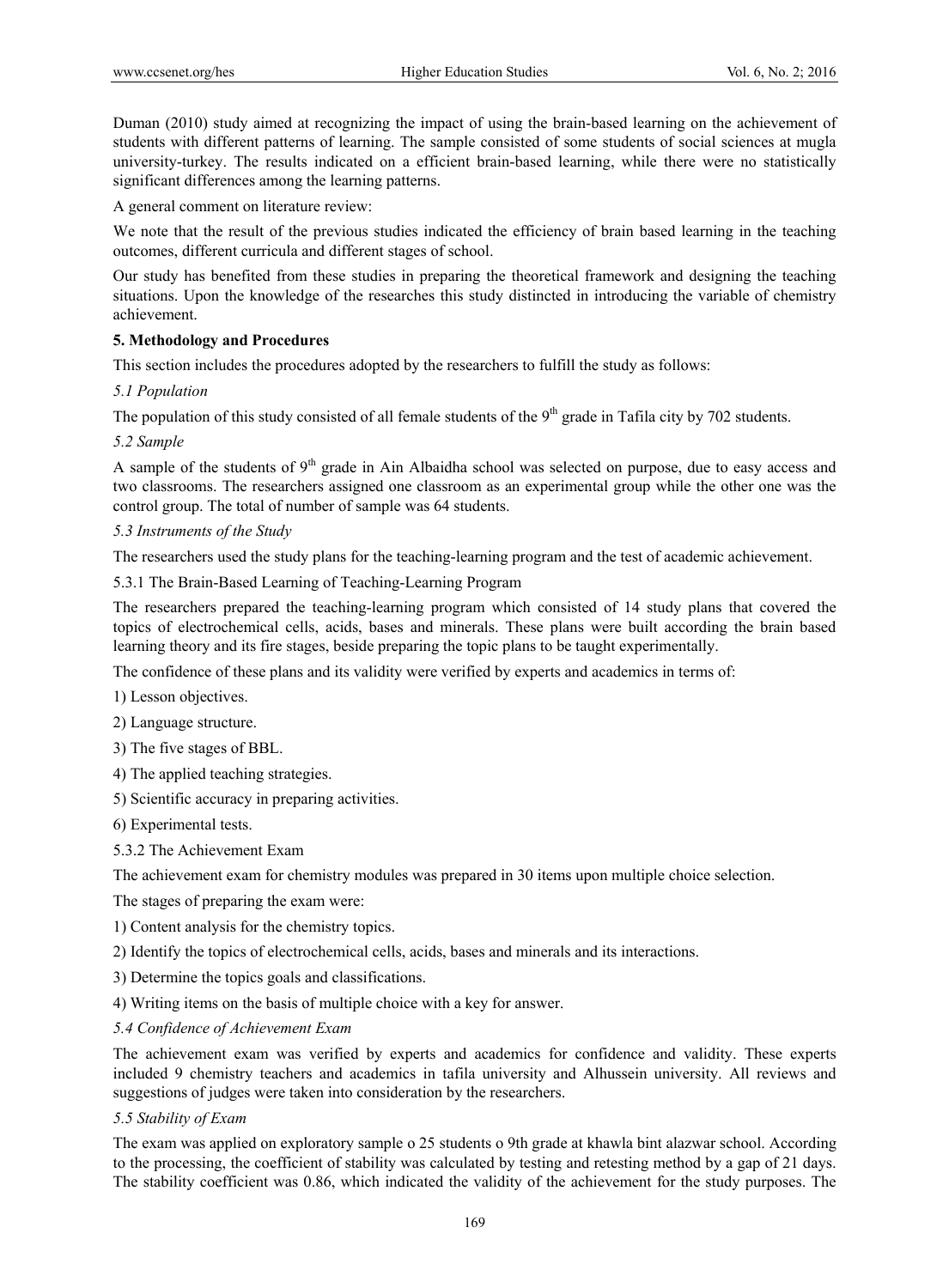Duman (2010) study aimed at recognizing the impact of using the brain-based learning on the achievement of students with different patterns of learning. The sample consisted of some students of social sciences at mugla university-turkey. The results indicated on a efficient brain-based learning, while there were no statistically significant differences among the learning patterns.

A general comment on literature review:

We note that the result of the previous studies indicated the efficiency of brain based learning in the teaching outcomes, different curricula and different stages of school.

Our study has benefited from these studies in preparing the theoretical framework and designing the teaching situations. Upon the knowledge of the researches this study distincted in introducing the variable of chemistry achievement.

## 5. Methodology and Procedures

This section includes the procedures adopted by the researchers to fulfill the study as follows:

### *5.1 Population*

The population of this study consisted of all female students of the 9th grade in Tafila city by 702 students.

### *5.2 Sample*

A sample of the students of 9th grade in Ain Albaidha school was selected on purpose, due to easy access and two classrooms. The researchers assigned one classroom as an experimental group while the other one was the control group. The total of number of sample was 64 students.

### *5.3 Instruments of the Study*

The researchers used the study plans for the teaching-learning program and the test of academic achievement.

#### 5.3.1 The Brain-Based Learning of Teaching-Learning Program

The researchers prepared the teaching-learning program which consisted of 14 study plans that covered the topics of electrochemical cells, acids, bases and minerals. These plans were built according the brain based learning theory and its fire stages, beside preparing the topic plans to be taught experimentally.

The confidence of these plans and its validity were verified by experts and academics in terms of:

1) Lesson objectives.

2) Language structure.

3) The five stages of BBL.

4) The applied teaching strategies.

5) Scientific accuracy in preparing activities.

6) Experimental tests.

#### 5.3.2 The Achievement Exam

The achievement exam for chemistry modules was prepared in 30 items upon multiple choice selection.

The stages of preparing the exam were:

1) Content analysis for the chemistry topics.

2) Identify the topics of electrochemical cells, acids, bases and minerals and its interactions.

3) Determine the topics goals and classifications.

4) Writing items on the basis of multiple choice with a key for answer.

### *5.4 Confidence of Achievement Exam*

The achievement exam was verified by experts and academics for confidence and validity. These experts included 9 chemistry teachers and academics in tafila university and Alhussein university. All reviews and suggestions of judges were taken into consideration by the researchers.

### *5.5 Stability of Exam*

The exam was applied on exploratory sample o 25 students o 9th grade at khawla bint alazwar school. According to the processing, the coefficient of stability was calculated by testing and retesting method by a gap of 21 days. The stability coefficient was 0.86, which indicated the validity of the achievement for the study purposes. The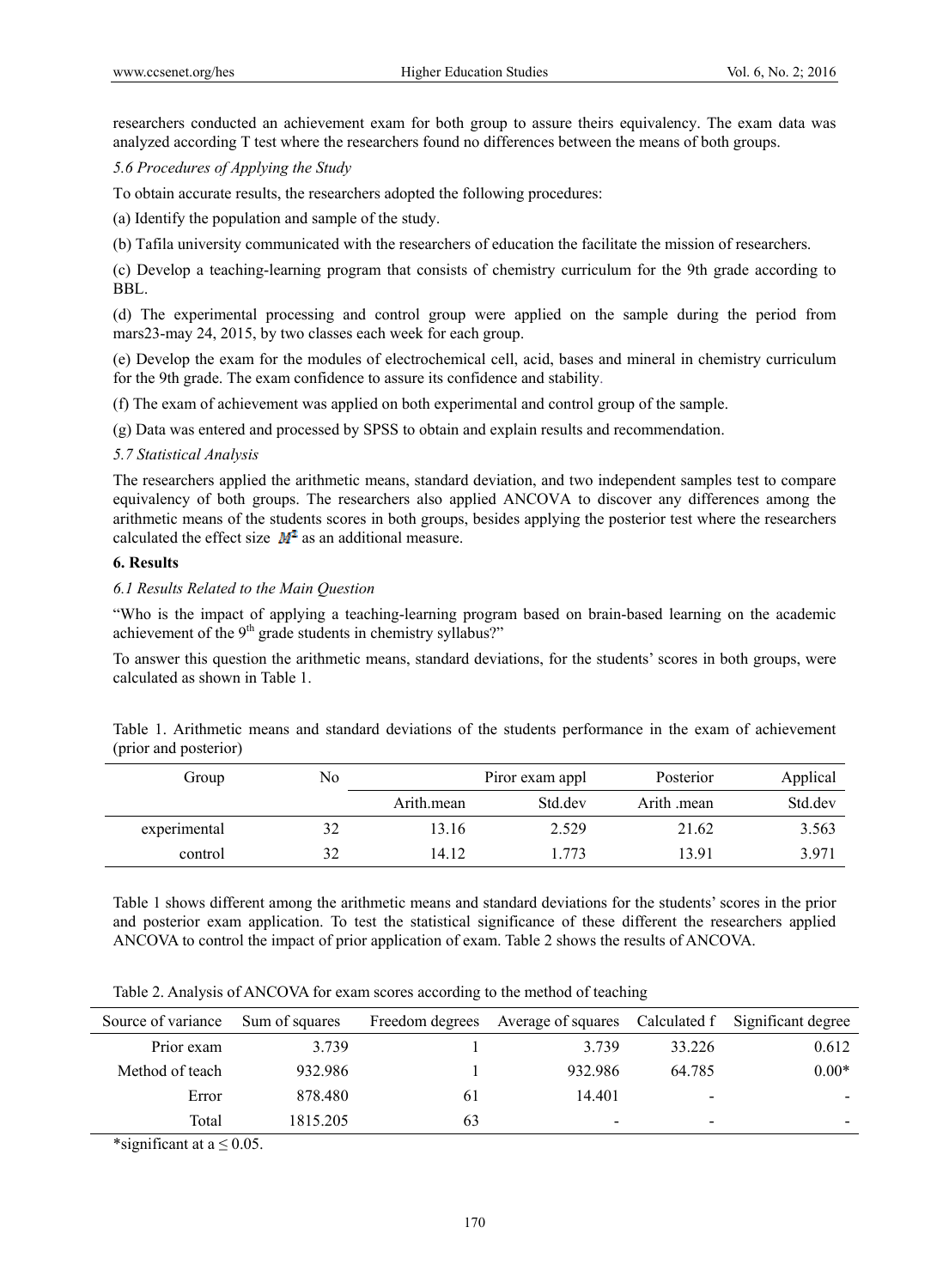researchers conducted an achievement exam for both group to assure theirs equivalency. The exam data was analyzed according T test where the researchers found no differences between the means of both groups.

*5.6 Procedures of Applying the Study*

To obtain accurate results, the researchers adopted the following procedures:

(a) Identify the population and sample of the study.

(b) Tafila university communicated with the researchers of education the facilitate the mission of researchers.

(c) Develop a teaching-learning program that consists of chemistry curriculum for the 9th grade according to BBL.

(d) The experimental processing and control group were applied on the sample during the period from mars23-may 24, 2015, by two classes each week for each group.

(e) Develop the exam for the modules of electrochemical cell, acid, bases and mineral in chemistry curriculum for the 9th grade. The exam confidence to assure its confidence and stability.

(f) The exam of achievement was applied on both experimental and control group of the sample.

(g) Data was entered and processed by SPSS to obtain and explain results and recommendation.

*5.7 Statistical Analysis*

The researchers applied the arithmetic means, standard deviation, and two independent samples test to compare equivalency of both groups. The researchers also applied ANCOVA to discover any differences among the arithmetic means of the students scores in both groups, besides applying the posterior test where the researchers calculated the effect size $M^2$ as an additional measure.

**6. Results**

*6.1 Results Related to the Main Question*

"Who is the impact of applying a teaching-learning program based on brain-based learning on the academic achievement of the 9th grade students in chemistry syllabus?"

To answer this question the arithmetic means, standard deviations, for the students' scores in both groups, were calculated as shown in Table 1.

Table 1. Arithmetic means and standard deviations of the students performance in the exam of achievement (prior and posterior)

| Group | No | Piror exam appl | | Posterior | Applical |
|---|---|---|---|---|---|
| | | Arith.mean | Std.dev | Arith .mean | Std.dev |
| experimental | 32 | 13.16 | 2.529 | 21.62 | 3.563 |
| control | 32 | 14.12 | 1.773 | 13.91 | 3.971 |

Table 1 shows different among the arithmetic means and standard deviations for the students' scores in the prior and posterior exam application. To test the statistical significance of these different the researchers applied ANCOVA to control the impact of prior application of exam. Table 2 shows the results of ANCOVA.

Table 2. Analysis of ANCOVA for exam scores according to the method of teaching

| Source of variance | Sum of squares | Freedom degrees | Average of squares | Calculated f | Significant degree |
|---|---|---|---|---|---|
| Prior exam | 3.739 | 1 | 3.739 | 33.226 | 0.612 |
| Method of teach | 932.986 | 1 | 932.986 | 64.785 | 0.00* |
| Error | 878.480 | 61 | 14.401 | - | - |
| Total | 1815.205 | 63 | - | - | - |

*significant at a ≤ 0.05.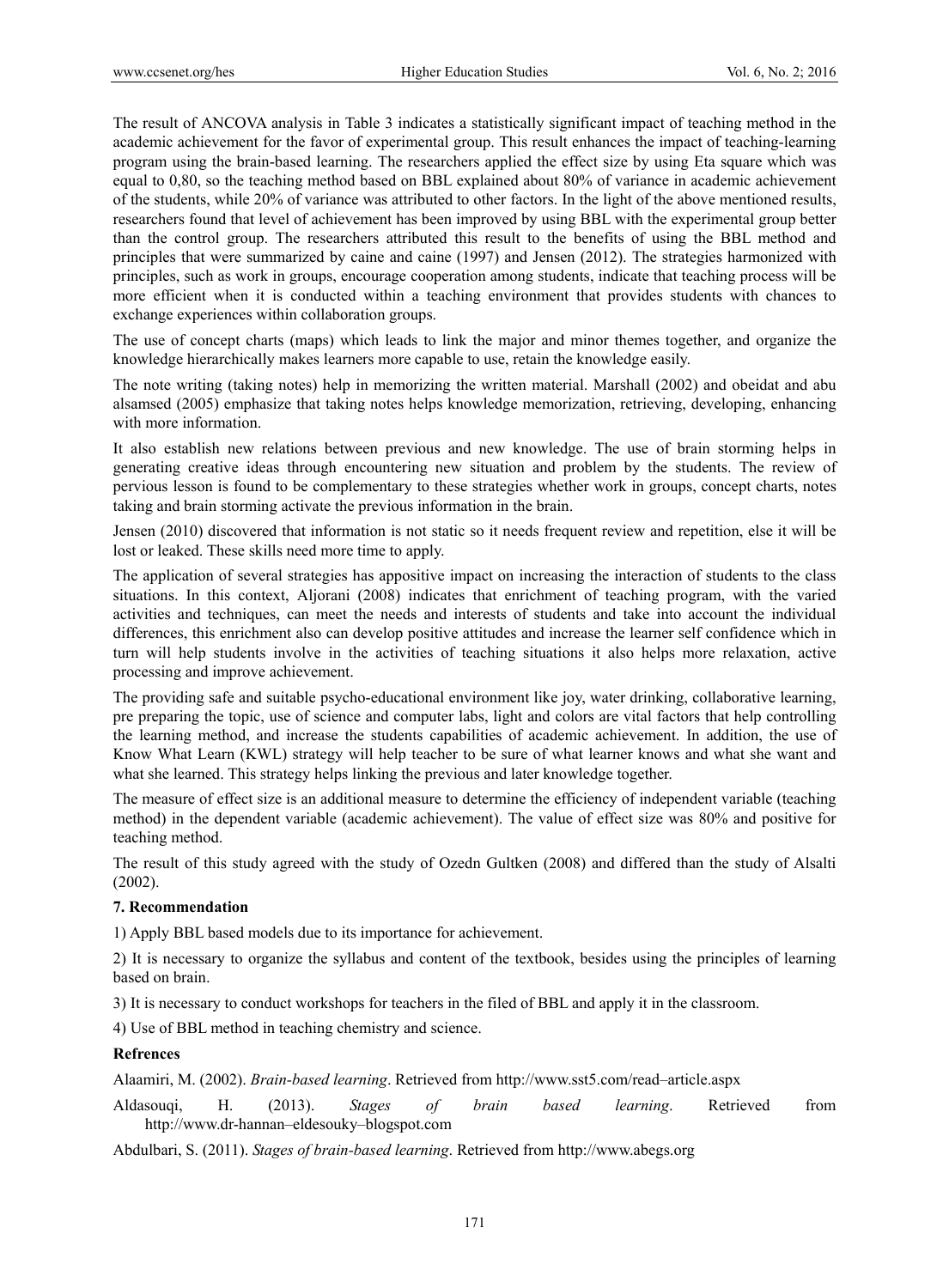The result of ANCOVA analysis in Table 3 indicates a statistically significant impact of teaching method in the academic achievement for the favor of experimental group. This result enhances the impact of teaching-learning program using the brain-based learning. The researchers applied the effect size by using Eta square which was equal to 0,80, so the teaching method based on BBL explained about 80% of variance in academic achievement of the students, while 20% of variance was attributed to other factors. In the light of the above mentioned results, researchers found that level of achievement has been improved by using BBL with the experimental group better than the control group. The researchers attributed this result to the benefits of using the BBL method and principles that were summarized by caine and caine (1997) and Jensen (2012). The strategies harmonized with principles, such as work in groups, encourage cooperation among students, indicate that teaching process will be more efficient when it is conducted within a teaching environment that provides students with chances to exchange experiences within collaboration groups.

The use of concept charts (maps) which leads to link the major and minor themes together, and organize the knowledge hierarchically makes learners more capable to use, retain the knowledge easily.

The note writing (taking notes) help in memorizing the written material. Marshall (2002) and obeidat and abu alsamsed (2005) emphasize that taking notes helps knowledge memorization, retrieving, developing, enhancing with more information.

It also establish new relations between previous and new knowledge. The use of brain storming helps in generating creative ideas through encountering new situation and problem by the students. The review of pervious lesson is found to be complementary to these strategies whether work in groups, concept charts, notes taking and brain storming activate the previous information in the brain.

Jensen (2010) discovered that information is not static so it needs frequent review and repetition, else it will be lost or leaked. These skills need more time to apply.

The application of several strategies has appositive impact on increasing the interaction of students to the class situations. In this context, Aljorani (2008) indicates that enrichment of teaching program, with the varied activities and techniques, can meet the needs and interests of students and take into account the individual differences, this enrichment also can develop positive attitudes and increase the learner self confidence which in turn will help students involve in the activities of teaching situations it also helps more relaxation, active processing and improve achievement.

The providing safe and suitable psycho-educational environment like joy, water drinking, collaborative learning, pre preparing the topic, use of science and computer labs, light and colors are vital factors that help controlling the learning method, and increase the students capabilities of academic achievement. In addition, the use of Know What Learn (KWL) strategy will help teacher to be sure of what learner knows and what she want and what she learned. This strategy helps linking the previous and later knowledge together.

The measure of effect size is an additional measure to determine the efficiency of independent variable (teaching method) in the dependent variable (academic achievement). The value of effect size was 80% and positive for teaching method.

The result of this study agreed with the study of Ozedn Gultken (2008) and differed than the study of Alsalti (2002).

## 7. Recommendation

1) Apply BBL based models due to its importance for achievement.

2) It is necessary to organize the syllabus and content of the textbook, besides using the principles of learning based on brain.

3) It is necessary to conduct workshops for teachers in the filed of BBL and apply it in the classroom.

4) Use of BBL method in teaching chemistry and science.

## Refrences

Alaamiri, M. (2002). *Brain-based learning*. Retrieved from http://www.sst5.com/read–article.aspx

Aldasouqi, H. (2013). *Stages of brain based learning*. Retrieved from http://www.dr-hannan–eldesouky–blogspot.com

Abdulbari, S. (2011). *Stages of brain-based learning*. Retrieved from http://www.abegs.org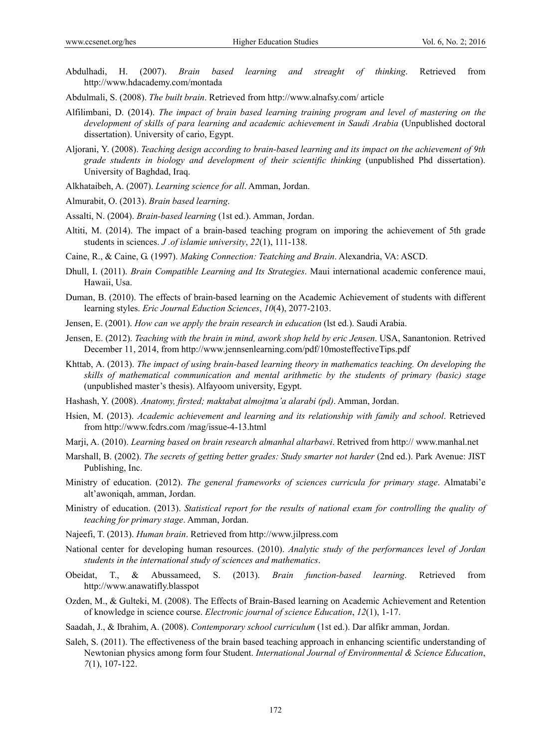Abdulhadi, H. (2007). *Brain based learning and streaght of thinking*. Retrieved from http://www.hdacademy.com/montada

Abdulmali, S. (2008). *The built brain*. Retrieved from http://www.alnafsy.com/ article

Alfilimbani, D. (2014). *The impact of brain based learning training program and level of mastering on the development of skills of para learning and academic achievement in Saudi Arabia* (Unpublished doctoral dissertation). University of cario, Egypt.

Aljorani, Y. (2008). *Teaching design according to brain-based learning and its impact on the achievement of 9th grade students in biology and development of their scientific thinking* (unpublished Phd dissertation). University of Baghdad, Iraq.

Alkhataibeh, A. (2007). *Learning science for all*. Amman, Jordan.

Almurabit, O. (2013). *Brain based learning*.

Assalti, N. (2004). *Brain-based learning* (1st ed.). Amman, Jordan.

Altiti, M. (2014). The impact of a brain-based teaching program on imporing the achievement of 5th grade students in sciences. *J .of islamie university*, *22*(1), 111-138.

Caine, R., & Caine, G. (1997). *Making Connection: Teatching and Brain*. Alexandria, VA: ASCD.

Dhull, I. (2011). *Brain Compatible Learning and Its Strategies*. Maui international academic conference maui, Hawaii, Usa.

Duman, B. (2010). The effects of brain-based learning on the Academic Achievement of students with different learning styles. *Eric Journal Eduction Sciences*, *10*(4), 2077-2103.

Jensen, E. (2001). *How can we apply the brain research in education* (lst ed.). Saudi Arabia.

Jensen, E. (2012). *Teaching with the brain in mind, awork shop held by eric Jensen*. USA, Sanantonion. Retrived December 11, 2014, from http://www.jennsenlearning.com/pdf/10mosteffectiveTips.pdf

Khttab, A. (2013). *The impact of using brain-based learning theory in mathematics teaching. On developing the skills of mathematical communication and mental arithmetic by the students of primary (basic) stage* (unpublished master's thesis). Alfayoom university, Egypt.

Hashash, Y. (2008). *Anatomy, firsted; maktabat almojtma'a alarabi (pd)*. Amman, Jordan.

Hsien, M. (2013). *Academic achievement and learning and its relationship with family and school*. Retrieved from http://www.fcdrs.com /mag/issue-4-13.html

Marji, A. (2010). *Learning based on brain research almanhal altarbawi*. Retrived from http:// www.manhal.net

Marshall, B. (2002). *The secrets of getting better grades: Study smarter not harder* (2nd ed.). Park Avenue: JIST Publishing, Inc.

Ministry of education. (2012). *The general frameworks of sciences curricula for primary stage*. Almatabi'e alt'awoniqah, amman, Jordan.

Ministry of education. (2013). *Statistical report for the results of national exam for controlling the quality of teaching for primary stage*. Amman, Jordan.

Najeefi, T. (2013). *Human brain*. Retrieved from http://www.jilpress.com

National center for developing human resources. (2010). *Analytic study of the performances level of Jordan students in the international study of sciences and mathematics*.

Obeidat, T., & Abussameed, S. (2013). *Brain function-based learning*. Retrieved from http://www.anawatifly.blasspot

Ozden, M., & Gulteki, M. (2008). The Effects of Brain-Based learning on Academic Achievement and Retention of knowledge in science course. *Electronic journal of science Education*, *12*(1), 1-17.

Saadah, J., & Ibrahim, A. (2008). *Contemporary school curriculum* (1st ed.). Dar alfikr amman, Jordan.

Saleh, S. (2011). The effectiveness of the brain based teaching approach in enhancing scientific understanding of Newtonian physics among form four Student. *International Journal of Environmental & Science Education*, *7*(1), 107-122.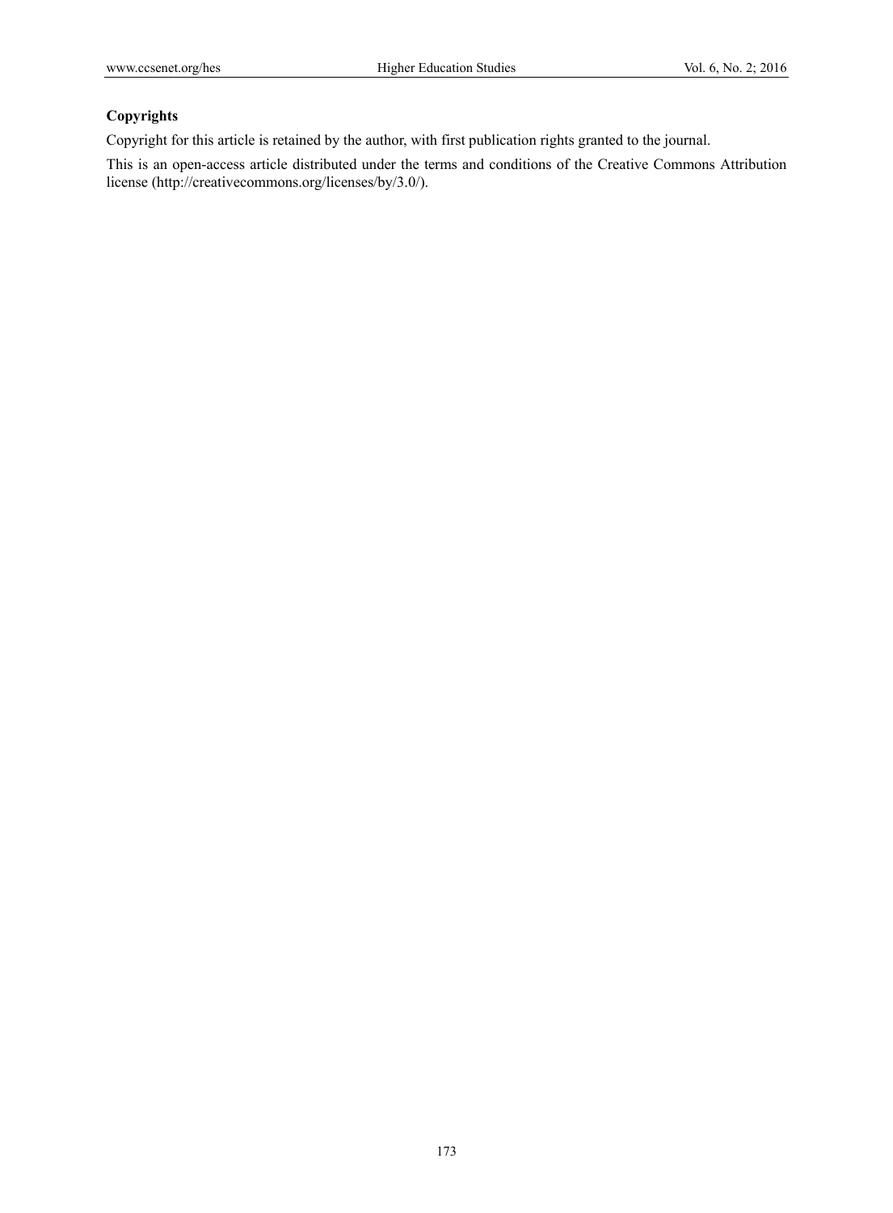**Copyrights**

Copyright for this article is retained by the author, with first publication rights granted to the journal.

This is an open-access article distributed under the terms and conditions of the Creative Commons Attribution license (http://creativecommons.org/licenses/by/3.0/).